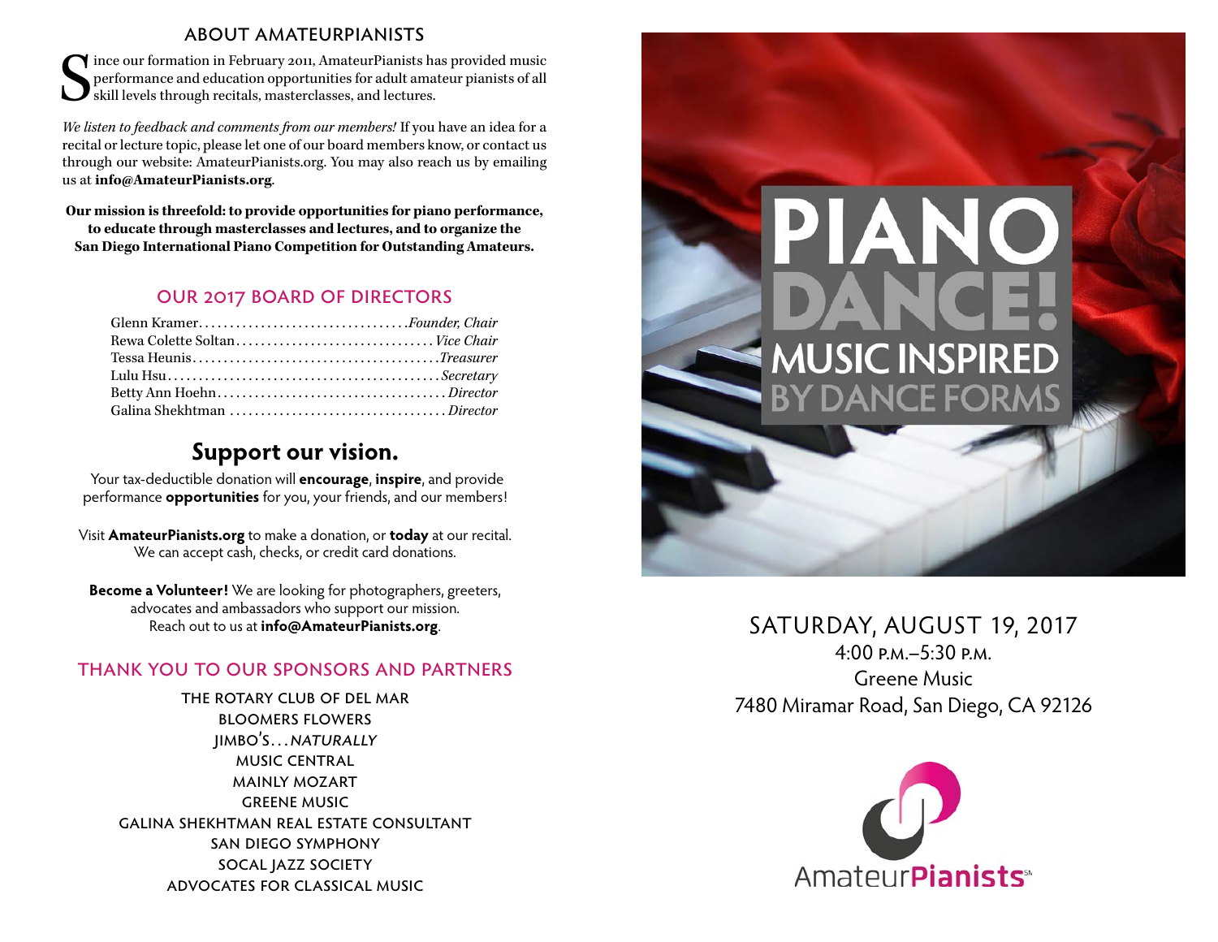## ABOUT AMATEURPIANISTS

Since our formation in February 2011, AmateurPianists has provided music performance and education opportunities for adult amateur pianists of all skill levels through recitals, masterclasses, and lectures.

*We listen to feedback and comments from our members!* If you have an idea for a recital or lecture topic, please let one of our board members know, or contact us through our website: AmateurPianists.org. You may also reach us by emailing us at **info@AmateurPianists.org**.

**Our mission is threefold: to provide opportunities for piano performance, to educate through masterclasses and lectures, and to organize the San Diego International Piano Competition for Outstanding Amateurs.**

## OUR 2017 BOARD OF DIRECTORS

Glenn Kramer . . . . . *Founder, Chair*
Rewa Colette Soltan . . . . . *Vice Chair*
Tessa Heunis . . . . . *Treasurer*
Lulu Hsu . . . . . *Secretary*
Betty Ann Hoehn . . . . . *Director*
Galina Shekhtman . . . . . *Director*

## Support our vision.

Your tax-deductible donation will **encourage**, **inspire**, and provide performance **opportunities** for you, your friends, and our members!

Visit **AmateurPianists.org** to make a donation, or **today** at our recital. We can accept cash, checks, or credit card donations.

**Become a Volunteer!** We are looking for photographers, greeters, advocates and ambassadors who support our mission. Reach out to us at **info@AmateurPianists.org**.

## THANK YOU TO OUR SPONSORS AND PARTNERS

THE ROTARY CLUB OF DEL MAR
BLOOMERS FLOWERS
JIMBO'S…*NATURALLY*
MUSIC CENTRAL
MAINLY MOZART
GREENE MUSIC
GALINA SHEKHTMAN REAL ESTATE CONSULTANT
SAN DIEGO SYMPHONY
SOCAL JAZZ SOCIETY
ADVOCATES FOR CLASSICAL MUSIC

# PIANO DANCE!
## MUSIC INSPIRED BY DANCE FORMS

SATURDAY, AUGUST 19, 2017
4:00 P.M.–5:30 P.M.
Greene Music
7480 Miramar Road, San Diego, CA 92126

AmateurPianists℠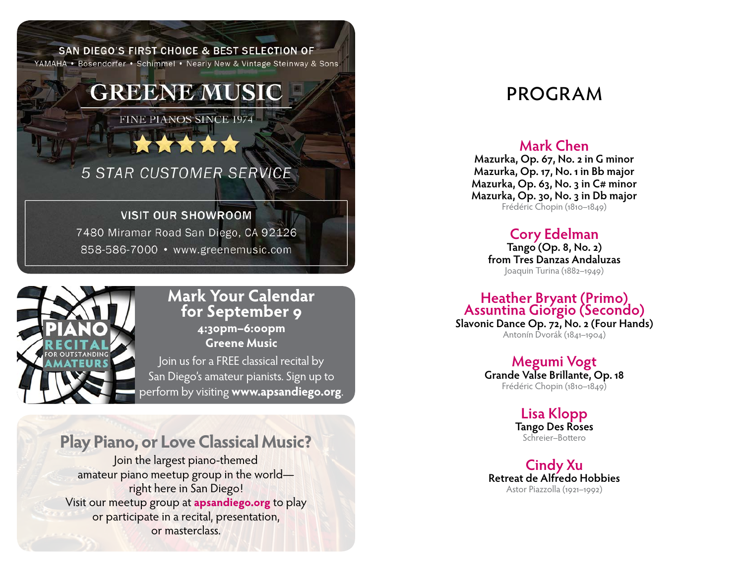SAN DIEGO'S FIRST CHOICE & BEST SELECTION OF

YAMAHA • Bösendorfer • Schimmel • Nearly New & Vintage Steinway & Sons

# GREENE MUSIC

FINE PIANOS SINCE 1974

★★★★★

5 STAR CUSTOMER SERVICE

VISIT OUR SHOWROOM

7480 Miramar Road San Diego, CA 92126

858-586-7000 • www.greenemusic.com

PIANO RECITAL FOR OUTSTANDING AMATEURS

## Mark Your Calendar for September 9

**4:30pm–6:00pm**

**Greene Music**

Join us for a FREE classical recital by San Diego's amateur pianists. Sign up to perform by visiting **www.apsandiego.org**.

## Play Piano, or Love Classical Music?

Join the largest piano-themed amateur piano meetup group in the world—right here in San Diego! Visit our meetup group at **apsandiego.org** to play or participate in a recital, presentation, or masterclass.

# PROGRAM

### Mark Chen

**Mazurka, Op. 67, No. 2 in G minor**
**Mazurka, Op. 17, No. 1 in Bb major**
**Mazurka, Op. 63, No. 3 in C# minor**
**Mazurka, Op. 30, No. 3 in Db major**
Frédéric Chopin (1810–1849)

### Cory Edelman

**Tango (Op. 8, No. 2)**
**from Tres Danzas Andaluzas**
Joaquin Turina (1882–1949)

### Heather Bryant (Primo)
### Assuntina Giorgio (Secondo)

**Slavonic Dance Op. 72, No. 2 (Four Hands)**
Antonín Dvorák (1841–1904)

### Megumi Vogt

**Grande Valse Brillante, Op. 18**
Frédéric Chopin (1810–1849)

### Lisa Klopp

**Tango Des Roses**
Schreier–Bottero

### Cindy Xu

**Retreat de Alfredo Hobbies**
Astor Piazzolla (1921–1992)